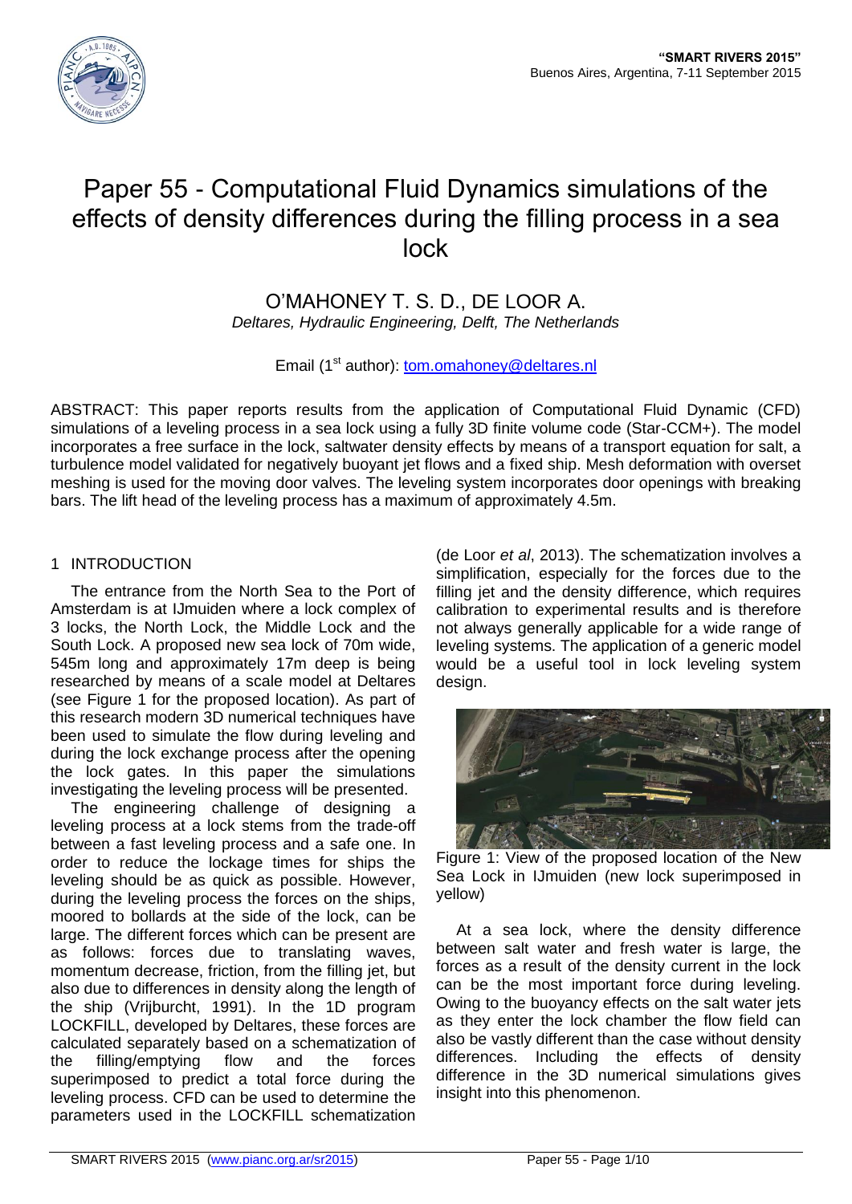# Paper 55 - Computational Fluid Dynamics simulations of the effects of density differences during the filling process in a sea lock

O'MAHONEY T. S. D., DE LOOR A.

*Deltares, Hydraulic Engineering, Delft, The Netherlands*

Email (1st author): tom.omahoney@deltares.nl

ABSTRACT: This paper reports results from the application of Computational Fluid Dynamic (CFD) simulations of a leveling process in a sea lock using a fully 3D finite volume code (Star-CCM+). The model incorporates a free surface in the lock, saltwater density effects by means of a transport equation for salt, a turbulence model validated for negatively buoyant jet flows and a fixed ship. Mesh deformation with overset meshing is used for the moving door valves. The leveling system incorporates door openings with breaking bars. The lift head of the leveling process has a maximum of approximately 4.5m.

## 1 INTRODUCTION

The entrance from the North Sea to the Port of Amsterdam is at IJmuiden where a lock complex of 3 locks, the North Lock, the Middle Lock and the South Lock. A proposed new sea lock of 70m wide, 545m long and approximately 17m deep is being researched by means of a scale model at Deltares (see Figure 1 for the proposed location). As part of this research modern 3D numerical techniques have been used to simulate the flow during leveling and during the lock exchange process after the opening the lock gates. In this paper the simulations investigating the leveling process will be presented.

The engineering challenge of designing a leveling process at a lock stems from the trade-off between a fast leveling process and a safe one. In order to reduce the lockage times for ships the leveling should be as quick as possible. However, during the leveling process the forces on the ships, moored to bollards at the side of the lock, can be large. The different forces which can be present are as follows: forces due to translating waves, momentum decrease, friction, from the filling jet, but also due to differences in density along the length of the ship (Vrijburcht, 1991). In the 1D program LOCKFILL, developed by Deltares, these forces are calculated separately based on a schematization of the filling/emptying flow and the forces superimposed to predict a total force during the leveling process. CFD can be used to determine the parameters used in the LOCKFILL schematization (de Loor *et al*, 2013). The schematization involves a simplification, especially for the forces due to the filling jet and the density difference, which requires calibration to experimental results and is therefore not always generally applicable for a wide range of leveling systems. The application of a generic model would be a useful tool in lock leveling system design.

Figure 1: View of the proposed location of the New Sea Lock in IJmuiden (new lock superimposed in yellow)

At a sea lock, where the density difference between salt water and fresh water is large, the forces as a result of the density current in the lock can be the most important force during leveling. Owing to the buoyancy effects on the salt water jets as they enter the lock chamber the flow field can also be vastly different than the case without density differences. Including the effects of density difference in the 3D numerical simulations gives insight into this phenomenon.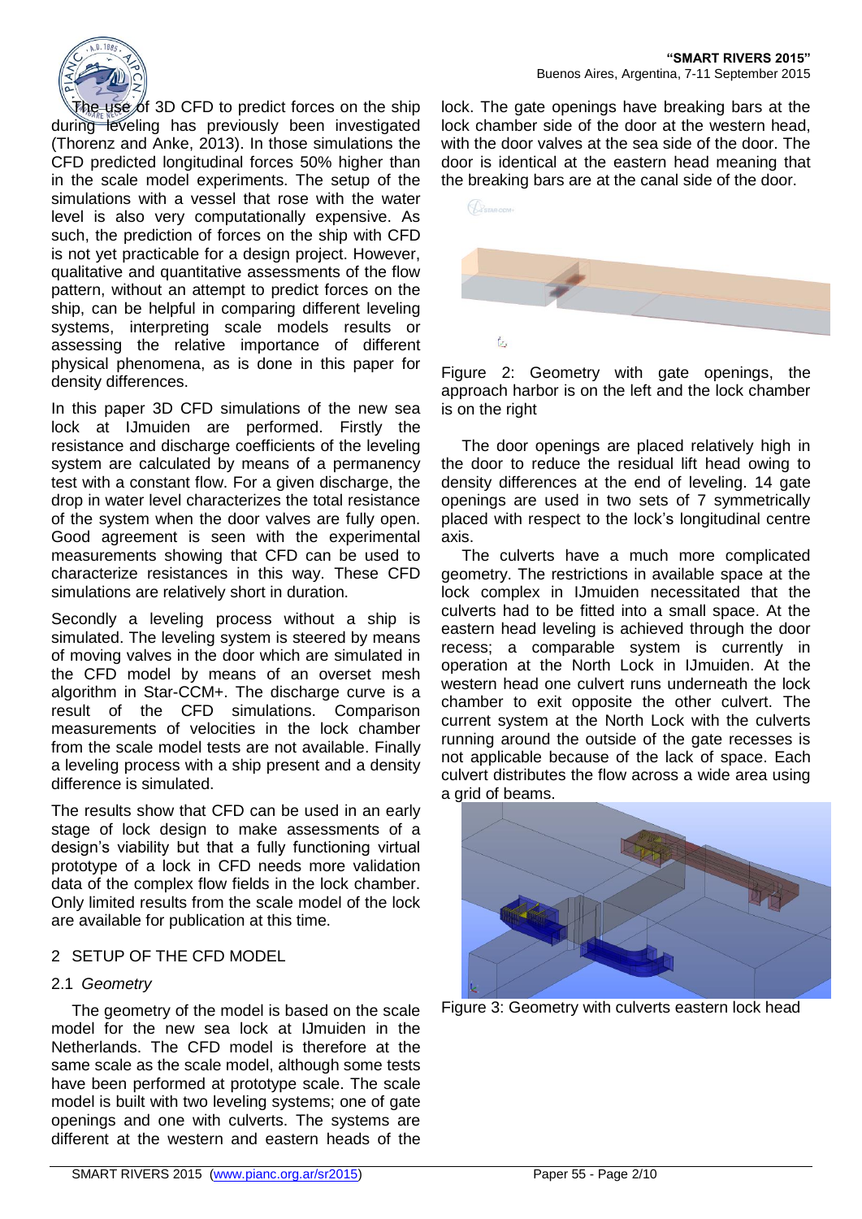The use of 3D CFD to predict forces on the ship during leveling has previously been investigated (Thorenz and Anke, 2013). In those simulations the CFD predicted longitudinal forces 50% higher than in the scale model experiments. The setup of the simulations with a vessel that rose with the water level is also very computationally expensive. As such, the prediction of forces on the ship with CFD is not yet practicable for a design project. However, qualitative and quantitative assessments of the flow pattern, without an attempt to predict forces on the ship, can be helpful in comparing different leveling systems, interpreting scale models results or assessing the relative importance of different physical phenomena, as is done in this paper for density differences.

In this paper 3D CFD simulations of the new sea lock at IJmuiden are performed. Firstly the resistance and discharge coefficients of the leveling system are calculated by means of a permanency test with a constant flow. For a given discharge, the drop in water level characterizes the total resistance of the system when the door valves are fully open. Good agreement is seen with the experimental measurements showing that CFD can be used to characterize resistances in this way. These CFD simulations are relatively short in duration.

Secondly a leveling process without a ship is simulated. The leveling system is steered by means of moving valves in the door which are simulated in the CFD model by means of an overset mesh algorithm in Star-CCM+. The discharge curve is a result of the CFD simulations. Comparison measurements of velocities in the lock chamber from the scale model tests are not available. Finally a leveling process with a ship present and a density difference is simulated.

The results show that CFD can be used in an early stage of lock design to make assessments of a design's viability but that a fully functioning virtual prototype of a lock in CFD needs more validation data of the complex flow fields in the lock chamber. Only limited results from the scale model of the lock are available for publication at this time.

## 2 SETUP OF THE CFD MODEL

### 2.1 *Geometry*

The geometry of the model is based on the scale model for the new sea lock at IJmuiden in the Netherlands. The CFD model is therefore at the same scale as the scale model, although some tests have been performed at prototype scale. The scale model is built with two leveling systems; one of gate openings and one with culverts. The systems are different at the western and eastern heads of the lock. The gate openings have breaking bars at the lock chamber side of the door at the western head, with the door valves at the sea side of the door. The door is identical at the eastern head meaning that the breaking bars are at the canal side of the door.

Figure 2: Geometry with gate openings, the approach harbor is on the left and the lock chamber is on the right

The door openings are placed relatively high in the door to reduce the residual lift head owing to density differences at the end of leveling. 14 gate openings are used in two sets of 7 symmetrically placed with respect to the lock's longitudinal centre axis.

The culverts have a much more complicated geometry. The restrictions in available space at the lock complex in IJmuiden necessitated that the culverts had to be fitted into a small space. At the eastern head leveling is achieved through the door recess; a comparable system is currently in operation at the North Lock in IJmuiden. At the western head one culvert runs underneath the lock chamber to exit opposite the other culvert. The current system at the North Lock with the culverts running around the outside of the gate recesses is not applicable because of the lack of space. Each culvert distributes the flow across a wide area using a grid of beams.

Figure 3: Geometry with culverts eastern lock head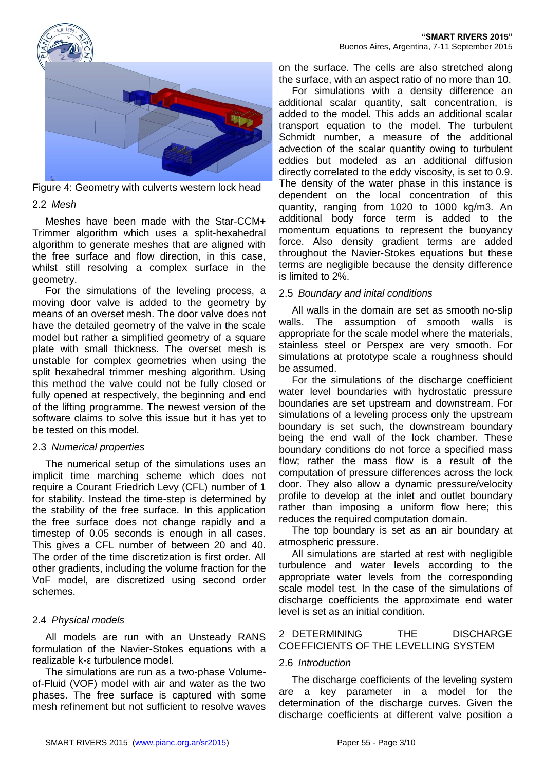Figure 4: Geometry with culverts western lock head

### 2.2 *Mesh*

Meshes have been made with the Star-CCM+ Trimmer algorithm which uses a split-hexahedral algorithm to generate meshes that are aligned with the free surface and flow direction, in this case, whilst still resolving a complex surface in the geometry.

For the simulations of the leveling process, a moving door valve is added to the geometry by means of an overset mesh. The door valve does not have the detailed geometry of the valve in the scale model but rather a simplified geometry of a square plate with small thickness. The overset mesh is unstable for complex geometries when using the split hexahedral trimmer meshing algorithm. Using this method the valve could not be fully closed or fully opened at respectively, the beginning and end of the lifting programme. The newest version of the software claims to solve this issue but it has yet to be tested on this model.

### 2.3 *Numerical properties*

The numerical setup of the simulations uses an implicit time marching scheme which does not require a Courant Friedrich Levy (CFL) number of 1 for stability. Instead the time-step is determined by the stability of the free surface. In this application the free surface does not change rapidly and a timestep of 0.05 seconds is enough in all cases. This gives a CFL number of between 20 and 40. The order of the time discretization is first order. All other gradients, including the volume fraction for the VoF model, are discretized using second order schemes.

### 2.4 *Physical models*

All models are run with an Unsteady RANS formulation of the Navier-Stokes equations with a realizable k-ε turbulence model.

The simulations are run as a two-phase Volume-of-Fluid (VOF) model with air and water as the two phases. The free surface is captured with some mesh refinement but not sufficient to resolve waves on the surface. The cells are also stretched along the surface, with an aspect ratio of no more than 10.

For simulations with a density difference an additional scalar quantity, salt concentration, is added to the model. This adds an additional scalar transport equation to the model. The turbulent Schmidt number, a measure of the additional advection of the scalar quantity owing to turbulent eddies but modeled as an additional diffusion directly correlated to the eddy viscosity, is set to 0.9. The density of the water phase in this instance is dependent on the local concentration of this quantity, ranging from 1020 to 1000 kg/m3. An additional body force term is added to the momentum equations to represent the buoyancy force. Also density gradient terms are added throughout the Navier-Stokes equations but these terms are negligible because the density difference is limited to 2%.

### 2.5 *Boundary and inital conditions*

All walls in the domain are set as smooth no-slip walls. The assumption of smooth walls is appropriate for the scale model where the materials, stainless steel or Perspex are very smooth. For simulations at prototype scale a roughness should be assumed.

For the simulations of the discharge coefficient water level boundaries with hydrostatic pressure boundaries are set upstream and downstream. For simulations of a leveling process only the upstream boundary is set such, the downstream boundary being the end wall of the lock chamber. These boundary conditions do not force a specified mass flow; rather the mass flow is a result of the computation of pressure differences across the lock door. They also allow a dynamic pressure/velocity profile to develop at the inlet and outlet boundary rather than imposing a uniform flow here; this reduces the required computation domain.

The top boundary is set as an air boundary at atmospheric pressure.

All simulations are started at rest with negligible turbulence and water levels according to the appropriate water levels from the corresponding scale model test. In the case of the simulations of discharge coefficients the approximate end water level is set as an initial condition.

## 2 DETERMINING THE DISCHARGE COEFFICIENTS OF THE LEVELLING SYSTEM

### 2.6 *Introduction*

The discharge coefficients of the leveling system are a key parameter in a model for the determination of the discharge curves. Given the discharge coefficients at different valve position a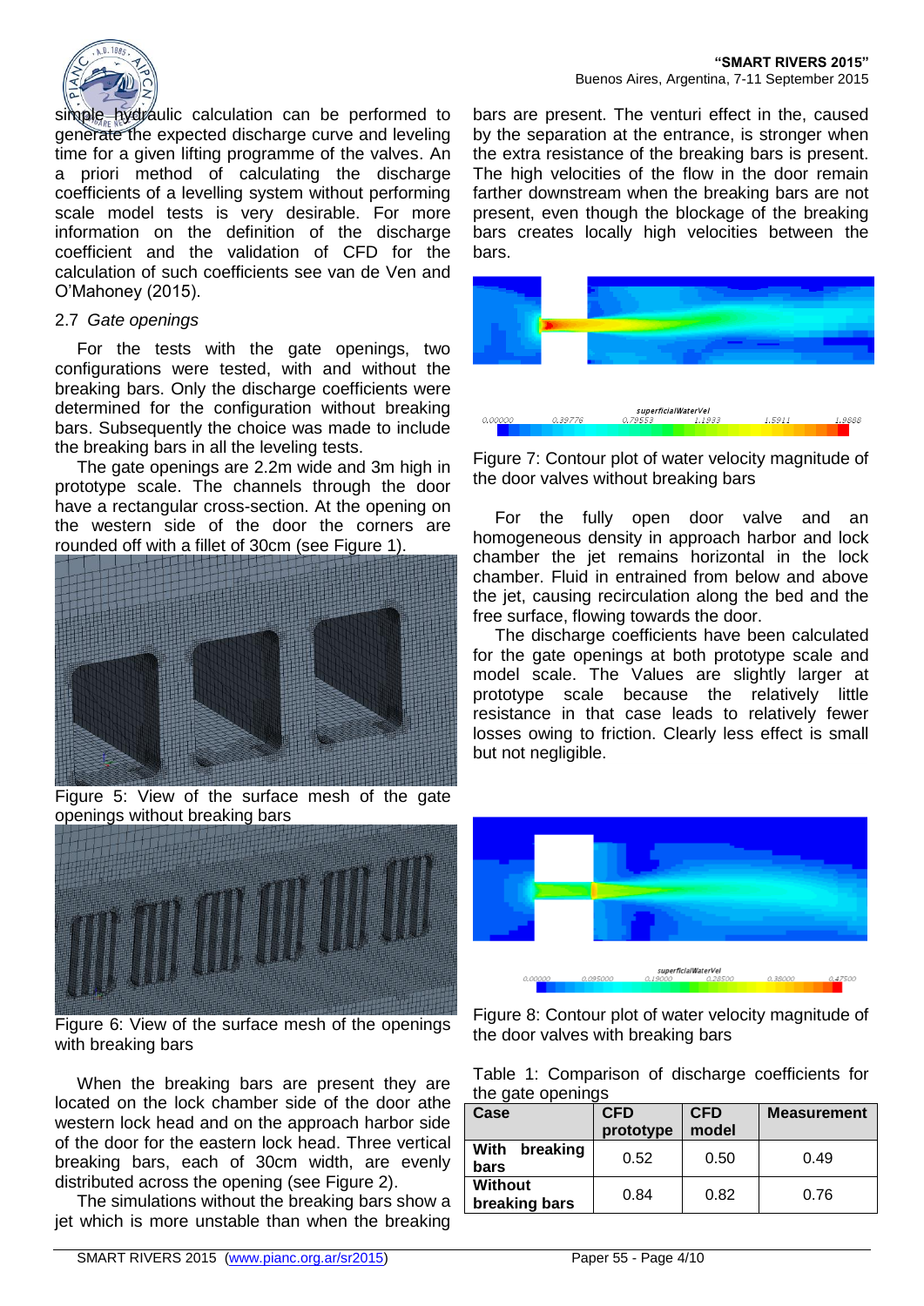simple hydraulic calculation can be performed to generate the expected discharge curve and leveling time for a given lifting programme of the valves. An a priori method of calculating the discharge coefficients of a levelling system without performing scale model tests is very desirable. For more information on the definition of the discharge coefficient and the validation of CFD for the calculation of such coefficients see van de Ven and O'Mahoney (2015).

### 2.7 *Gate openings*

For the tests with the gate openings, two configurations were tested, with and without the breaking bars. Only the discharge coefficients were determined for the configuration without breaking bars. Subsequently the choice was made to include the breaking bars in all the leveling tests.

The gate openings are 2.2m wide and 3m high in prototype scale. The channels through the door have a rectangular cross-section. At the opening on the western side of the door the corners are rounded off with a fillet of 30cm (see Figure 1).

Figure 5: View of the surface mesh of the gate openings without breaking bars

Figure 6: View of the surface mesh of the openings with breaking bars

When the breaking bars are present they are located on the lock chamber side of the door athe western lock head and on the approach harbor side of the door for the eastern lock head. Three vertical breaking bars, each of 30cm width, are evenly distributed across the opening (see Figure 2).

The simulations without the breaking bars show a jet which is more unstable than when the breaking bars are present. The venturi effect in the, caused by the separation at the entrance, is stronger when the extra resistance of the breaking bars is present. The high velocities of the flow in the door remain farther downstream when the breaking bars are not present, even though the blockage of the breaking bars creates locally high velocities between the bars.

Figure 7: Contour plot of water velocity magnitude of the door valves without breaking bars

For the fully open door valve and an homogeneous density in approach harbor and lock chamber the jet remains horizontal in the lock chamber. Fluid in entrained from below and above the jet, causing recirculation along the bed and the free surface, flowing towards the door.

The discharge coefficients have been calculated for the gate openings at both prototype scale and model scale. The Values are slightly larger at prototype scale because the relatively little resistance in that case leads to relatively fewer losses owing to friction. Clearly less effect is small but not negligible.

Figure 8: Contour plot of water velocity magnitude of the door valves with breaking bars

Table 1: Comparison of discharge coefficients for the gate openings

| Case | CFD prototype | CFD model | Measurement |
|---|---|---|---|
| With breaking bars | 0.52 | 0.50 | 0.49 |
| Without breaking bars | 0.84 | 0.82 | 0.76 |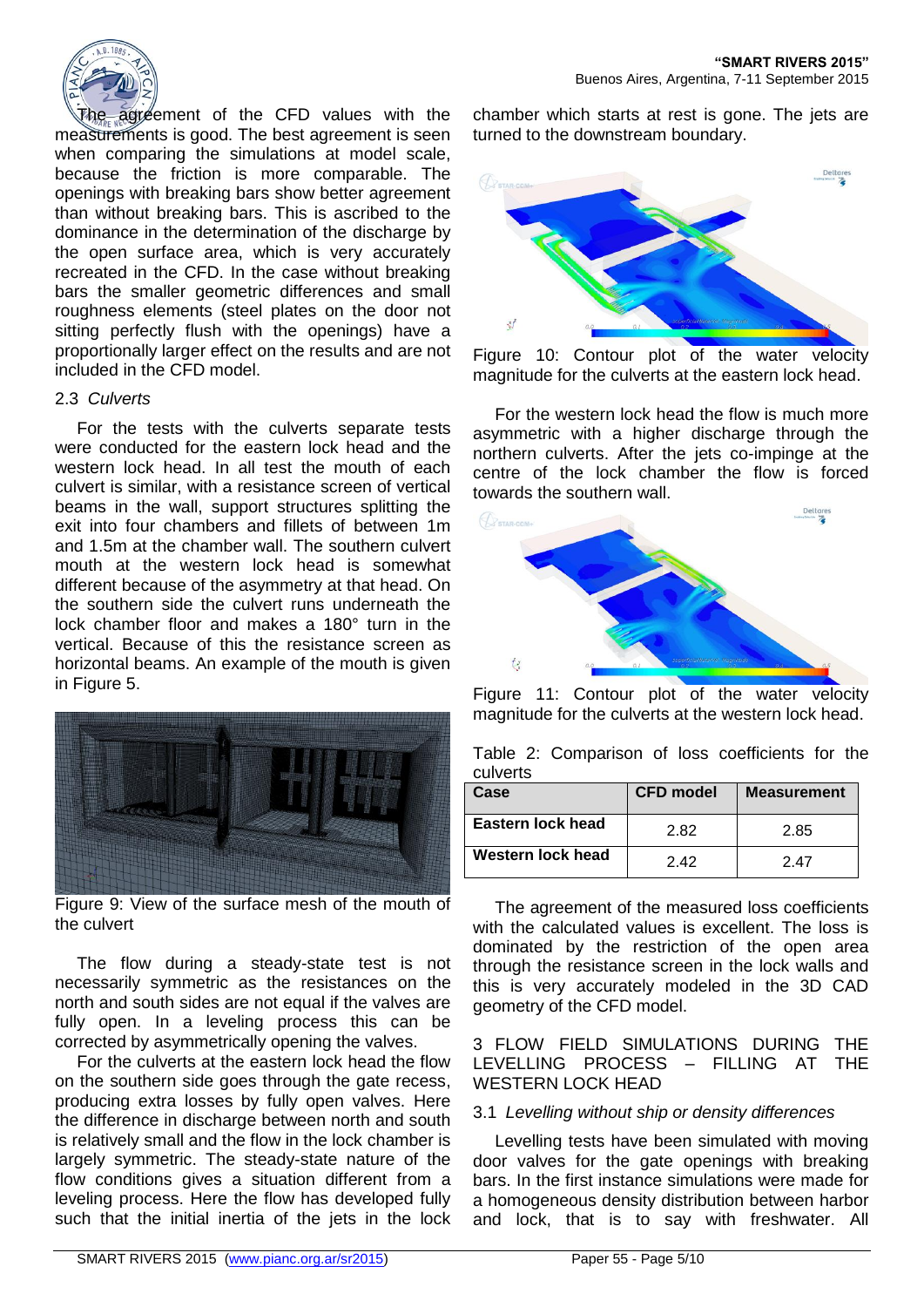The agreement of the CFD values with the measurements is good. The best agreement is seen when comparing the simulations at model scale, because the friction is more comparable. The openings with breaking bars show better agreement than without breaking bars. This is ascribed to the dominance in the determination of the discharge by the open surface area, which is very accurately recreated in the CFD. In the case without breaking bars the smaller geometric differences and small roughness elements (steel plates on the door not sitting perfectly flush with the openings) have a proportionally larger effect on the results and are not included in the CFD model.

### 2.3 *Culverts*

For the tests with the culverts separate tests were conducted for the eastern lock head and the western lock head. In all test the mouth of each culvert is similar, with a resistance screen of vertical beams in the wall, support structures splitting the exit into four chambers and fillets of between 1m and 1.5m at the chamber wall. The southern culvert mouth at the western lock head is somewhat different because of the asymmetry at that head. On the southern side the culvert runs underneath the lock chamber floor and makes a 180° turn in the vertical. Because of this the resistance screen as horizontal beams. An example of the mouth is given in Figure 5.

Figure 9: View of the surface mesh of the mouth of the culvert

The flow during a steady-state test is not necessarily symmetric as the resistances on the north and south sides are not equal if the valves are fully open. In a leveling process this can be corrected by asymmetrically opening the valves.

For the culverts at the eastern lock head the flow on the southern side goes through the gate recess, producing extra losses by fully open valves. Here the difference in discharge between north and south is relatively small and the flow in the lock chamber is largely symmetric. The steady-state nature of the flow conditions gives a situation different from a leveling process. Here the flow has developed fully such that the initial inertia of the jets in the lock chamber which starts at rest is gone. The jets are turned to the downstream boundary.

Figure 10: Contour plot of the water velocity magnitude for the culverts at the eastern lock head.

For the western lock head the flow is much more asymmetric with a higher discharge through the northern culverts. After the jets co-impinge at the centre of the lock chamber the flow is forced towards the southern wall.

Figure 11: Contour plot of the water velocity magnitude for the culverts at the western lock head.

Table 2: Comparison of loss coefficients for the culverts

| Case | CFD model | Measurement |
|---|---|---|
| **Eastern lock head** | 2.82 | 2.85 |
| **Western lock head** | 2.42 | 2.47 |

The agreement of the measured loss coefficients with the calculated values is excellent. The loss is dominated by the restriction of the open area through the resistance screen in the lock walls and this is very accurately modeled in the 3D CAD geometry of the CFD model.

## 3 FLOW FIELD SIMULATIONS DURING THE LEVELLING PROCESS – FILLING AT THE WESTERN LOCK HEAD

### 3.1 *Levelling without ship or density differences*

Levelling tests have been simulated with moving door valves for the gate openings with breaking bars. In the first instance simulations were made for a homogeneous density distribution between harbor and lock, that is to say with freshwater. All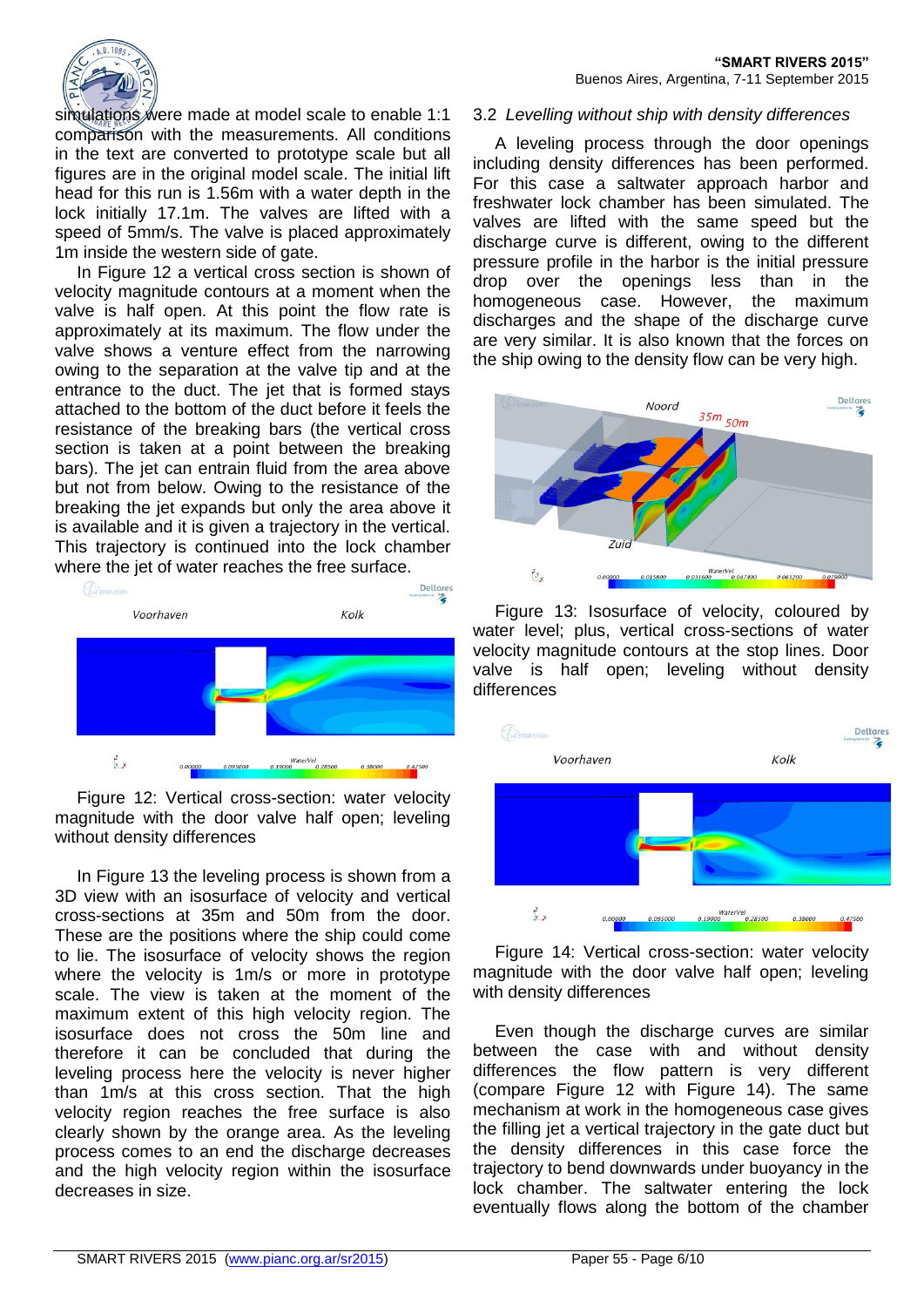simulations were made at model scale to enable 1:1 comparison with the measurements. All conditions in the text are converted to prototype scale but all figures are in the original model scale. The initial lift head for this run is 1.56m with a water depth in the lock initially 17.1m. The valves are lifted with a speed of 5mm/s. The valve is placed approximately 1m inside the western side of gate.

In Figure 12 a vertical cross section is shown of velocity magnitude contours at a moment when the valve is half open. At this point the flow rate is approximately at its maximum. The flow under the valve shows a venture effect from the narrowing owing to the separation at the valve tip and at the entrance to the duct. The jet that is formed stays attached to the bottom of the duct before it feels the resistance of the breaking bars (the vertical cross section is taken at a point between the breaking bars). The jet can entrain fluid from the area above but not from below. Owing to the resistance of the breaking the jet expands but only the area above it is available and it is given a trajectory in the vertical. This trajectory is continued into the lock chamber where the jet of water reaches the free surface.

Figure 12: Vertical cross-section: water velocity magnitude with the door valve half open; leveling without density differences

In Figure 13 the leveling process is shown from a 3D view with an isosurface of velocity and vertical cross-sections at 35m and 50m from the door. These are the positions where the ship could come to lie. The isosurface of velocity shows the region where the velocity is 1m/s or more in prototype scale. The view is taken at the moment of the maximum extent of this high velocity region. The isosurface does not cross the 50m line and therefore it can be concluded that during the leveling process here the velocity is never higher than 1m/s at this cross section. That the high velocity region reaches the free surface is also clearly shown by the orange area. As the leveling process comes to an end the discharge decreases and the high velocity region within the isosurface decreases in size.

### 3.2 *Levelling without ship with density differences*

A leveling process through the door openings including density differences has been performed. For this case a saltwater approach harbor and freshwater lock chamber has been simulated. The valves are lifted with the same speed but the discharge curve is different, owing to the different pressure profile in the harbor is the initial pressure drop over the openings less than in the homogeneous case. However, the maximum discharges and the shape of the discharge curve are very similar. It is also known that the forces on the ship owing to the density flow can be very high.

Figure 13: Isosurface of velocity, coloured by water level; plus, vertical cross-sections of water velocity magnitude contours at the stop lines. Door valve is half open; leveling without density differences

Figure 14: Vertical cross-section: water velocity magnitude with the door valve half open; leveling with density differences

Even though the discharge curves are similar between the case with and without density differences the flow pattern is very different (compare Figure 12 with Figure 14). The same mechanism at work in the homogeneous case gives the filling jet a vertical trajectory in the gate duct but the density differences in this case force the trajectory to bend downwards under buoyancy in the lock chamber. The saltwater entering the lock eventually flows along the bottom of the chamber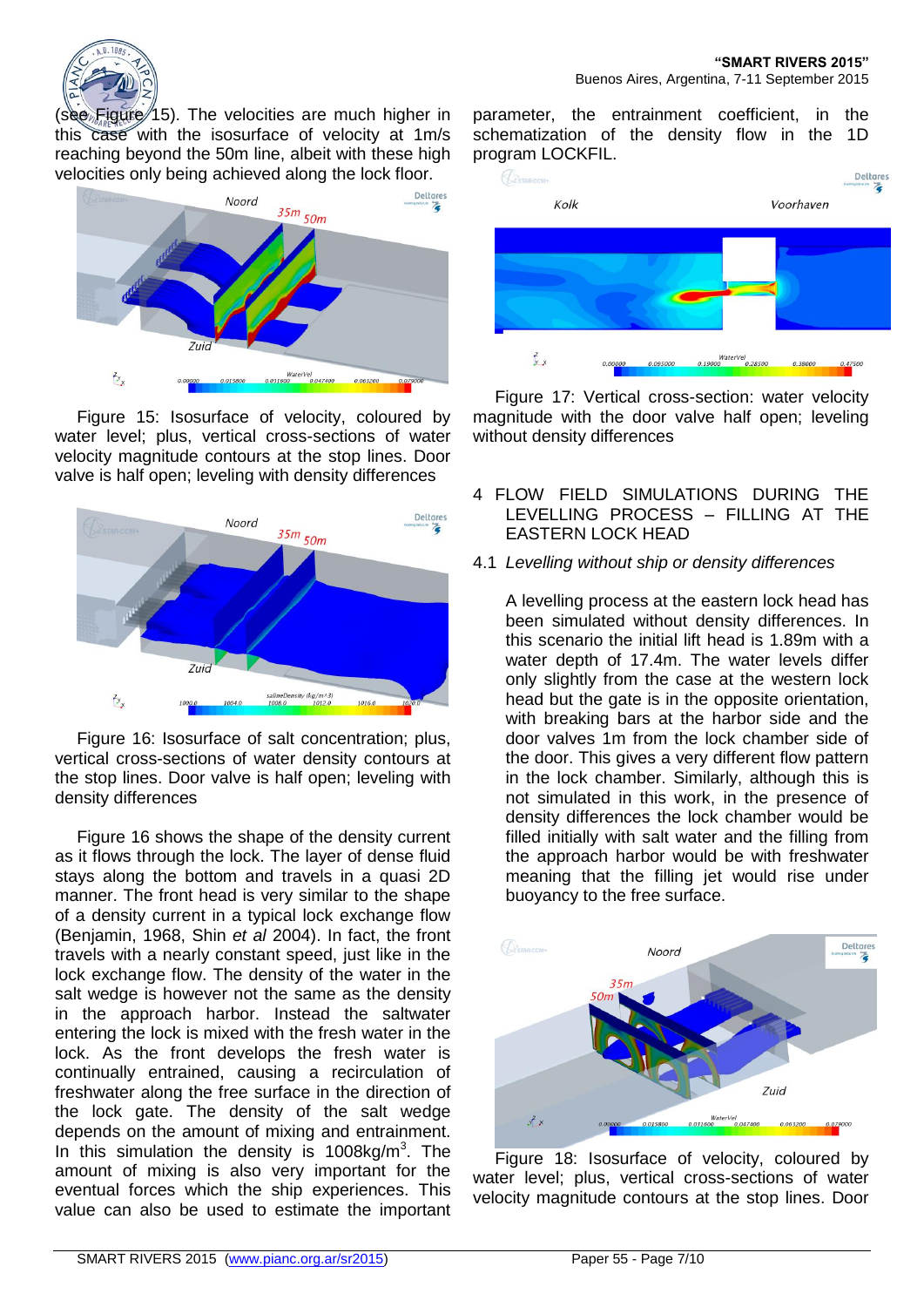(see Figure 15). The velocities are much higher in this case with the isosurface of velocity at 1m/s reaching beyond the 50m line, albeit with these high velocities only being achieved along the lock floor.

Figure 15: Isosurface of velocity, coloured by water level; plus, vertical cross-sections of water velocity magnitude contours at the stop lines. Door valve is half open; leveling with density differences

Figure 16: Isosurface of salt concentration; plus, vertical cross-sections of water density contours at the stop lines. Door valve is half open; leveling with density differences

Figure 16 shows the shape of the density current as it flows through the lock. The layer of dense fluid stays along the bottom and travels in a quasi 2D manner. The front head is very similar to the shape of a density current in a typical lock exchange flow (Benjamin, 1968, Shin *et al* 2004). In fact, the front travels with a nearly constant speed, just like in the lock exchange flow. The density of the water in the salt wedge is however not the same as the density in the approach harbor. Instead the saltwater entering the lock is mixed with the fresh water in the lock. As the front develops the fresh water is continually entrained, causing a recirculation of freshwater along the free surface in the direction of the lock gate. The density of the salt wedge depends on the amount of mixing and entrainment. In this simulation the density is 1008kg/m$^3$. The amount of mixing is also very important for the eventual forces which the ship experiences. This value can also be used to estimate the important parameter, the entrainment coefficient, in the schematization of the density flow in the 1D program LOCKFIL.

Figure 17: Vertical cross-section: water velocity magnitude with the door valve half open; leveling without density differences

## 4 FLOW FIELD SIMULATIONS DURING THE LEVELLING PROCESS – FILLING AT THE EASTERN LOCK HEAD

### 4.1 *Levelling without ship or density differences*

A levelling process at the eastern lock head has been simulated without density differences. In this scenario the initial lift head is 1.89m with a water depth of 17.4m. The water levels differ only slightly from the case at the western lock head but the gate is in the opposite orientation, with breaking bars at the harbor side and the door valves 1m from the lock chamber side of the door. This gives a very different flow pattern in the lock chamber. Similarly, although this is not simulated in this work, in the presence of density differences the lock chamber would be filled initially with salt water and the filling from the approach harbor would be with freshwater meaning that the filling jet would rise under buoyancy to the free surface.

Figure 18: Isosurface of velocity, coloured by water level; plus, vertical cross-sections of water velocity magnitude contours at the stop lines. Door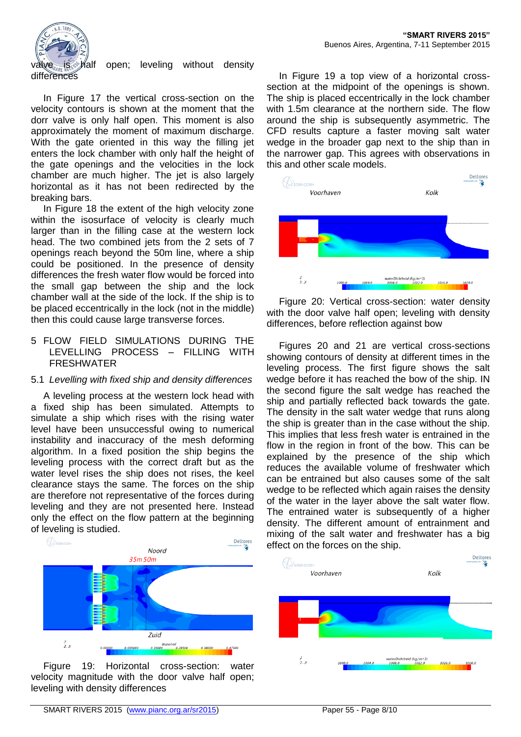valve is half open; leveling without density differences

In Figure 17 the vertical cross-section on the velocity contours is shown at the moment that the dorr valve is only half open. This moment is also approximately the moment of maximum discharge. With the gate oriented in this way the filling jet enters the lock chamber with only half the height of the gate openings and the velocities in the lock chamber are much higher. The jet is also largely horizontal as it has not been redirected by the breaking bars.

In Figure 18 the extent of the high velocity zone within the isosurface of velocity is clearly much larger than in the filling case at the western lock head. The two combined jets from the 2 sets of 7 openings reach beyond the 50m line, where a ship could be positioned. In the presence of density differences the fresh water flow would be forced into the small gap between the ship and the lock chamber wall at the side of the lock. If the ship is to be placed eccentrically in the lock (not in the middle) then this could cause large transverse forces.

## 5 FLOW FIELD SIMULATIONS DURING THE LEVELLING PROCESS – FILLING WITH FRESHWATER

### 5.1 *Levelling with fixed ship and density differences*

A leveling process at the western lock head with a fixed ship has been simulated. Attempts to simulate a ship which rises with the rising water level have been unsuccessful owing to numerical instability and inaccuracy of the mesh deforming algorithm. In a fixed position the ship begins the leveling process with the correct draft but as the water level rises the ship does not rises, the keel clearance stays the same. The forces on the ship are therefore not representative of the forces during leveling and they are not presented here. Instead only the effect on the flow pattern at the beginning of leveling is studied.

Figure 19: Horizontal cross-section: water velocity magnitude with the door valve half open; leveling with density differences

In Figure 19 a top view of a horizontal cross-section at the midpoint of the openings is shown. The ship is placed eccentrically in the lock chamber with 1.5m clearance at the northern side. The flow around the ship is subsequently asymmetric. The CFD results capture a faster moving salt water wedge in the broader gap next to the ship than in the narrower gap. This agrees with observations in this and other scale models.

Figure 20: Vertical cross-section: water density with the door valve half open; leveling with density differences, before reflection against bow

Figures 20 and 21 are vertical cross-sections showing contours of density at different times in the leveling process. The first figure shows the salt wedge before it has reached the bow of the ship. IN the second figure the salt wedge has reached the ship and partially reflected back towards the gate. The density in the salt water wedge that runs along the ship is greater than in the case without the ship. This implies that less fresh water is entrained in the flow in the region in front of the bow. This can be explained by the presence of the ship which reduces the available volume of freshwater which can be entrained but also causes some of the salt wedge to be reflected which again raises the density of the water in the layer above the salt water flow. The entrained water is subsequently of a higher density. The different amount of entrainment and mixing of the salt water and freshwater has a big effect on the forces on the ship.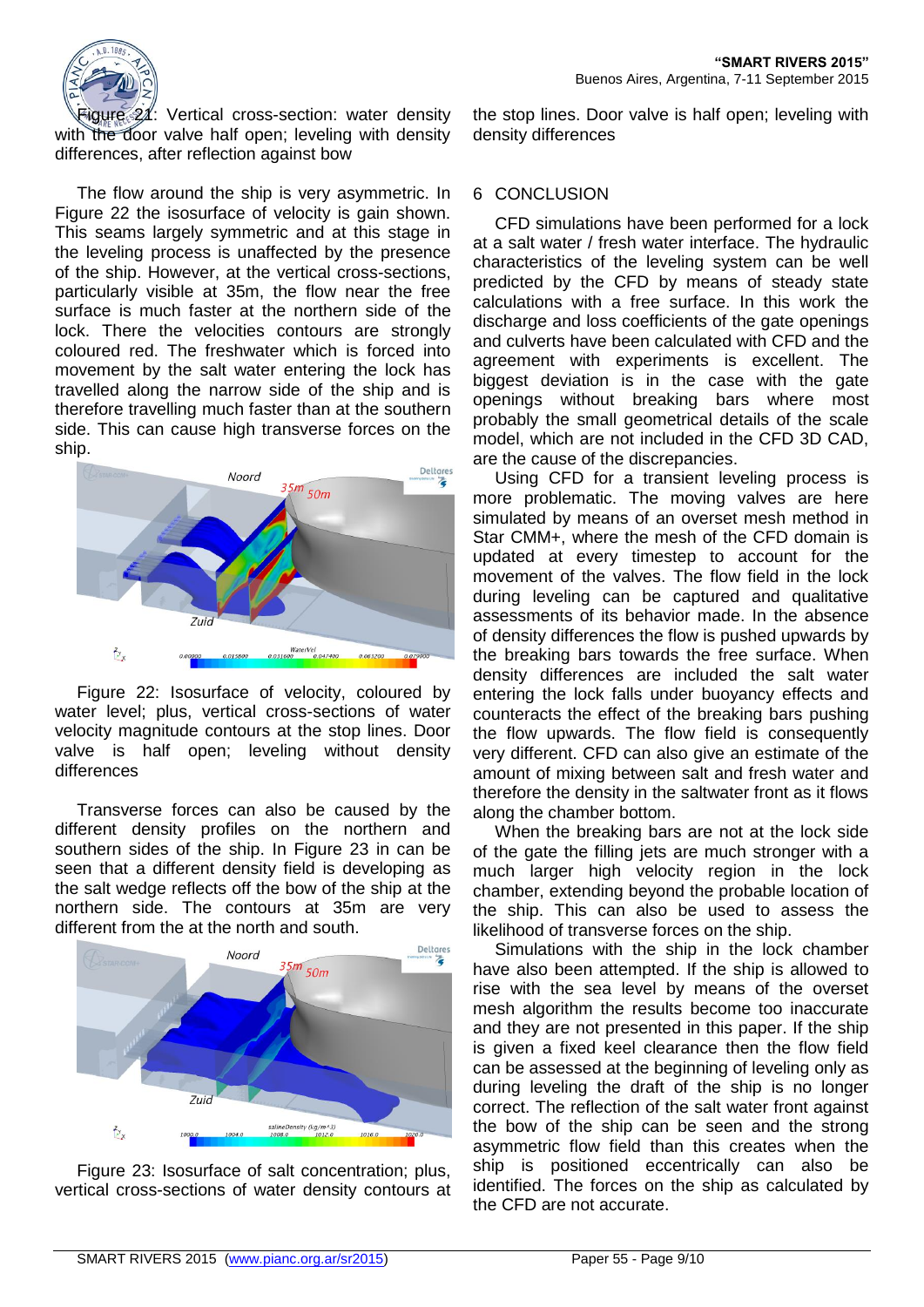Figure 21: Vertical cross-section: water density with the door valve half open; leveling with density differences, after reflection against bow

The flow around the ship is very asymmetric. In Figure 22 the isosurface of velocity is gain shown. This seams largely symmetric and at this stage in the leveling process is unaffected by the presence of the ship. However, at the vertical cross-sections, particularly visible at 35m, the flow near the free surface is much faster at the northern side of the lock. There the velocities contours are strongly coloured red. The freshwater which is forced into movement by the salt water entering the lock has travelled along the narrow side of the ship and is therefore travelling much faster than at the southern side. This can cause high transverse forces on the ship.

Figure 22: Isosurface of velocity, coloured by water level; plus, vertical cross-sections of water velocity magnitude contours at the stop lines. Door valve is half open; leveling without density differences

Transverse forces can also be caused by the different density profiles on the northern and southern sides of the ship. In Figure 23 in can be seen that a different density field is developing as the salt wedge reflects off the bow of the ship at the northern side. The contours at 35m are very different from the at the north and south.

Figure 23: Isosurface of salt concentration; plus, vertical cross-sections of water density contours at the stop lines. Door valve is half open; leveling with density differences

## 6 CONCLUSION

CFD simulations have been performed for a lock at a salt water / fresh water interface. The hydraulic characteristics of the leveling system can be well predicted by the CFD by means of steady state calculations with a free surface. In this work the discharge and loss coefficients of the gate openings and culverts have been calculated with CFD and the agreement with experiments is excellent. The biggest deviation is in the case with the gate openings without breaking bars where most probably the small geometrical details of the scale model, which are not included in the CFD 3D CAD, are the cause of the discrepancies.

Using CFD for a transient leveling process is more problematic. The moving valves are here simulated by means of an overset mesh method in Star CMM+, where the mesh of the CFD domain is updated at every timestep to account for the movement of the valves. The flow field in the lock during leveling can be captured and qualitative assessments of its behavior made. In the absence of density differences the flow is pushed upwards by the breaking bars towards the free surface. When density differences are included the salt water entering the lock falls under buoyancy effects and counteracts the effect of the breaking bars pushing the flow upwards. The flow field is consequently very different. CFD can also give an estimate of the amount of mixing between salt and fresh water and therefore the density in the saltwater front as it flows along the chamber bottom.

When the breaking bars are not at the lock side of the gate the filling jets are much stronger with a much larger high velocity region in the lock chamber, extending beyond the probable location of the ship. This can also be used to assess the likelihood of transverse forces on the ship.

Simulations with the ship in the lock chamber have also been attempted. If the ship is allowed to rise with the sea level by means of the overset mesh algorithm the results become too inaccurate and they are not presented in this paper. If the ship is given a fixed keel clearance then the flow field can be assessed at the beginning of leveling only as during leveling the draft of the ship is no longer correct. The reflection of the salt water front against the bow of the ship can be and the strong asymmetric flow field than this creates when the ship is positioned eccentrically can also be identified. The forces on the ship as calculated by the CFD are not accurate.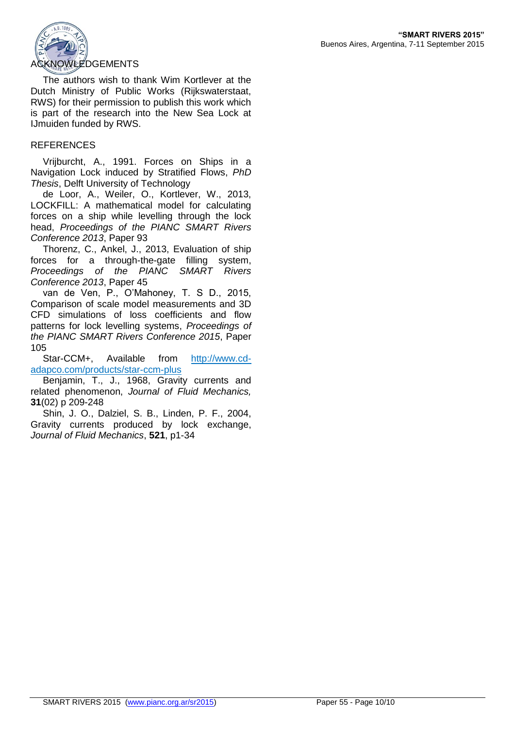## ACKNOWLEDGEMENTS

The authors wish to thank Wim Kortlever at the Dutch Ministry of Public Works (Rijkswaterstaat, RWS) for their permission to publish this work which is part of the research into the New Sea Lock at IJmuiden funded by RWS.

## REFERENCES

Vrijburcht, A., 1991. Forces on Ships in a Navigation Lock induced by Stratified Flows, *PhD Thesis*, Delft University of Technology

de Loor, A., Weiler, O., Kortlever, W., 2013, LOCKFILL: A mathematical model for calculating forces on a ship while levelling through the lock head, *Proceedings of the PIANC SMART Rivers Conference 2013*, Paper 93

Thorenz, C., Ankel, J., 2013, Evaluation of ship forces for a through-the-gate filling system, *Proceedings of the PIANC SMART Rivers Conference 2013*, Paper 45

van de Ven, P., O'Mahoney, T. S D., 2015, Comparison of scale model measurements and 3D CFD simulations of loss coefficients and flow patterns for lock levelling systems, *Proceedings of the PIANC SMART Rivers Conference 2015*, Paper 105

Star-CCM+, Available from http://www.cd-adapco.com/products/star-ccm-plus

Benjamin, T., J., 1968, Gravity currents and related phenomenon, *Journal of Fluid Mechanics,* **31**(02) p 209-248

Shin, J. O., Dalziel, S. B., Linden, P. F., 2004, Gravity currents produced by lock exchange, *Journal of Fluid Mechanics*, **521**, p1-34